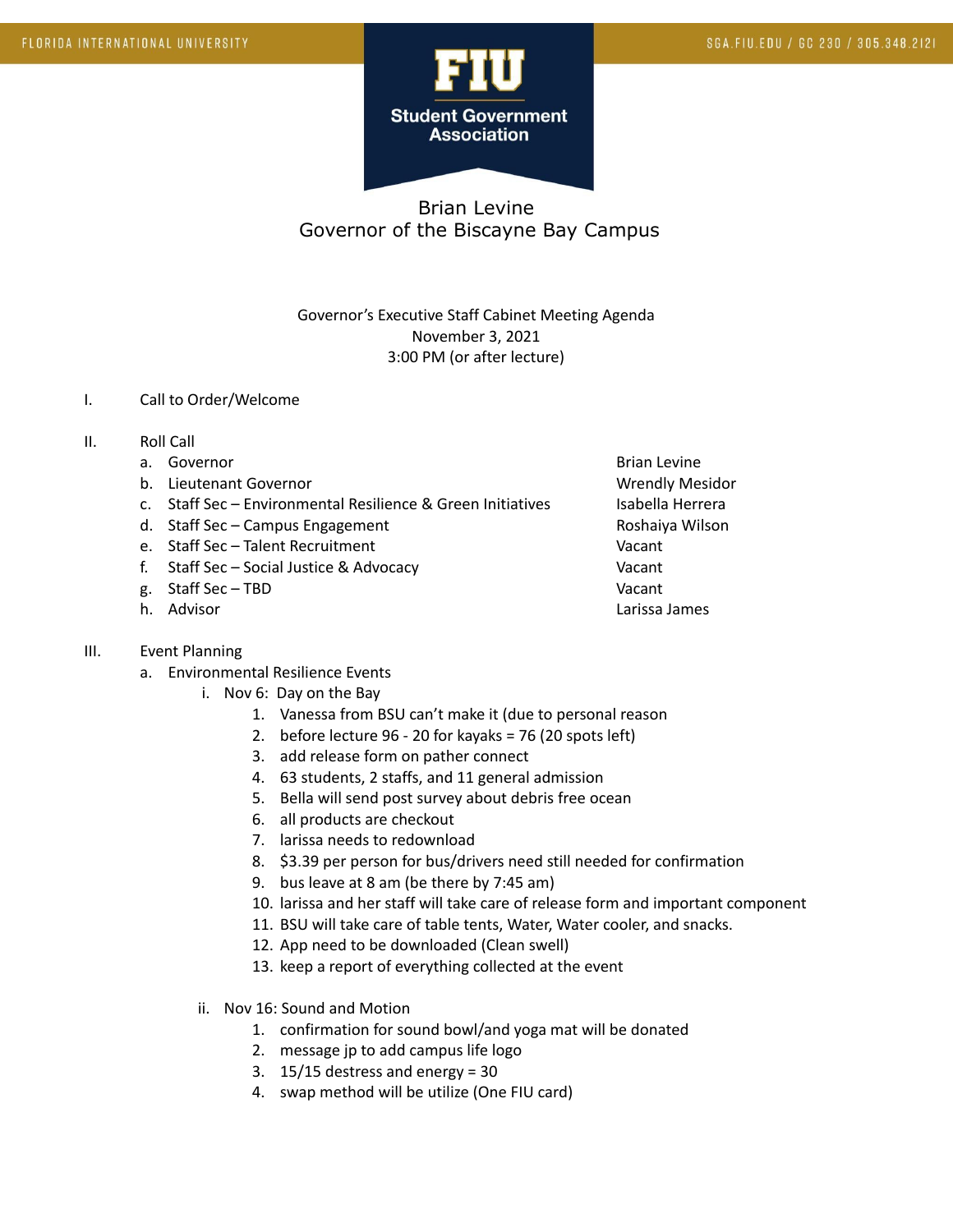FLORIDA INTERNATIONAL UNIVERSITY

SGA.FIU.EDU / GC 230 / 305.348.2121

**FIU Student Government Association**

# Brian Levine
## Governor of the Biscayne Bay Campus

Governor's Executive Staff Cabinet Meeting Agenda
November 3, 2021
3:00 PM (or after lecture)

I. Call to Order/Welcome

II. Roll Call

| | |
|---|---|
| a. Governor | Brian Levine |
| b. Lieutenant Governor | Wrendly Mesidor |
| c. Staff Sec – Environmental Resilience & Green Initiatives | Isabella Herrera |
| d. Staff Sec – Campus Engagement | Roshaiya Wilson |
| e. Staff Sec – Talent Recruitment | Vacant |
| f. Staff Sec – Social Justice & Advocacy | Vacant |
| g. Staff Sec – TBD | Vacant |
| h. Advisor | Larissa James |

III. Event Planning

a. Environmental Resilience Events

i. Nov 6: Day on the Bay

1. Vanessa from BSU can't make it (due to personal reason
2. before lecture 96 - 20 for kayaks = 76 (20 spots left)
3. add release form on pather connect
4. 63 students, 2 staffs, and 11 general admission
5. Bella will send post survey about debris free ocean
6. all products are checkout
7. larissa needs to redownload
8. $3.39 per person for bus/drivers need still needed for confirmation
9. bus leave at 8 am (be there by 7:45 am)
10. larissa and her staff will take care of release form and important component
11. BSU will take care of table tents, Water, Water cooler, and snacks.
12. App need to be downloaded (Clean swell)
13. keep a report of everything collected at the event

ii. Nov 16: Sound and Motion

1. confirmation for sound bowl/and yoga mat will be donated
2. message jp to add campus life logo
3. 15/15 destress and energy = 30
4. swap method will be utilize (One FIU card)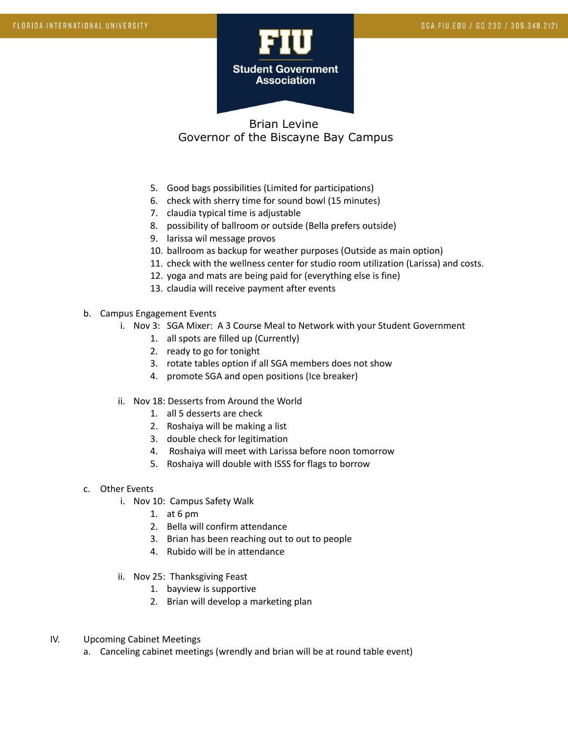Brian Levine
Governor of the Biscayne Bay Campus

5. Good bags possibilities (Limited for participations)
6. check with sherry time for sound bowl (15 minutes)
7. claudia typical time is adjustable
8. possibility of ballroom or outside (Bella prefers outside)
9. larissa wil message provos
10. ballroom as backup for weather purposes (Outside as main option)
11. check with the wellness center for studio room utilization (Larissa) and costs.
12. yoga and mats are being paid for (everything else is fine)
13. claudia will receive payment after events

b. Campus Engagement Events
   i. Nov 3: SGA Mixer: A 3 Course Meal to Network with your Student Government
      1. all spots are filled up (Currently)
      2. ready to go for tonight
      3. rotate tables option if all SGA members does not show
      4. promote SGA and open positions (Ice breaker)

   ii. Nov 18: Desserts from Around the World
      1. all 5 desserts are check
      2. Roshaiya will be making a list
      3. double check for legitimation
      4. Roshaiya will meet with Larissa before noon tomorrow
      5. Roshaiya will double with ISSS for flags to borrow

c. Other Events
   i. Nov 10: Campus Safety Walk
      1. at 6 pm
      2. Bella will confirm attendance
      3. Brian has been reaching out to out to people
      4. Rubido will be in attendance

   ii. Nov 25: Thanksgiving Feast
      1. bayview is supportive
      2. Brian will develop a marketing plan

IV. Upcoming Cabinet Meetings
   a. Canceling cabinet meetings (wrendly and brian will be at round table event)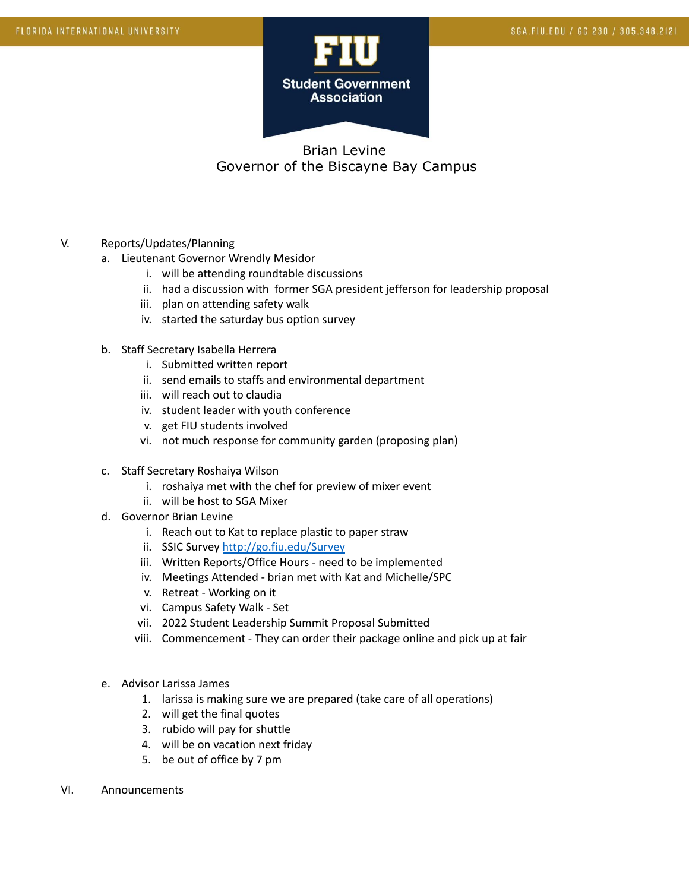Brian Levine
Governor of the Biscayne Bay Campus

V. Reports/Updates/Planning
   a. Lieutenant Governor Wrendly Mesidor
      i. will be attending roundtable discussions
      ii. had a discussion with former SGA president jefferson for leadership proposal
      iii. plan on attending safety walk
      iv. started the saturday bus option survey

   b. Staff Secretary Isabella Herrera
      i. Submitted written report
      ii. send emails to staffs and environmental department
      iii. will reach out to claudia
      iv. student leader with youth conference
      v. get FIU students involved
      vi. not much response for community garden (proposing plan)

   c. Staff Secretary Roshaiya Wilson
      i. roshaiya met with the chef for preview of mixer event
      ii. will be host to SGA Mixer

   d. Governor Brian Levine
      i. Reach out to Kat to replace plastic to paper straw
      ii. SSIC Survey [http://go.fiu.edu/Survey](http://go.fiu.edu/Survey)
      iii. Written Reports/Office Hours - need to be implemented
      iv. Meetings Attended - brian met with Kat and Michelle/SPC
      v. Retreat - Working on it
      vi. Campus Safety Walk - Set
      vii. 2022 Student Leadership Summit Proposal Submitted
      viii. Commencement - They can order their package online and pick up at fair

   e. Advisor Larissa James
      1. larissa is making sure we are prepared (take care of all operations)
      2. will get the final quotes
      3. rubido will pay for shuttle
      4. will be on vacation next friday
      5. be out of office by 7 pm

VI. Announcements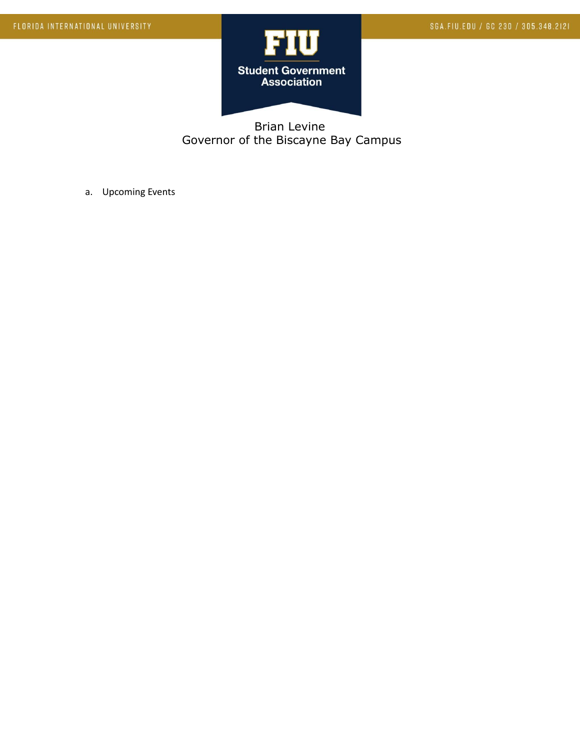Brian Levine
Governor of the Biscayne Bay Campus

a. Upcoming Events